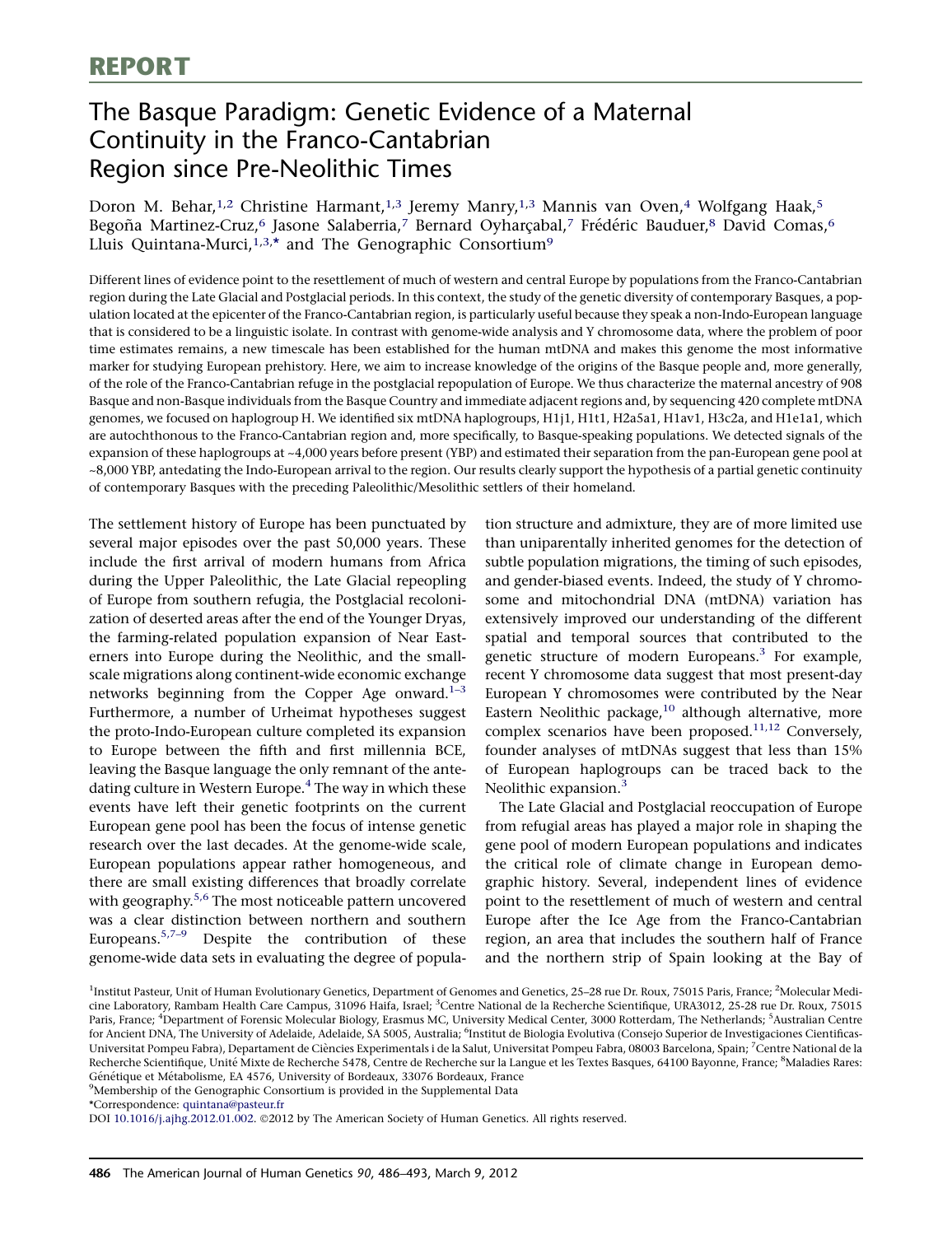# REPORT

# The Basque Paradigm: Genetic Evidence of a Maternal Continuity in the Franco-Cantabrian Region since Pre-Neolithic Times

Doron M. Behar,[1,2] Christine Harmant,[1,3] Jeremy Manry,[1,3] Mannis van Oven,[4] Wolfgang Haak,[5] Begoña Martinez-Cruz,[6] Jasone Salaberria,[7] Bernard Oyharçabal,[7] Frédéric Bauduer,[8] David Comas,[6] Lluis Quintana-Murci,[1,3,*] and The Genographic Consortium[9]

Different lines of evidence point to the resettlement of much of western and central Europe by populations from the Franco-Cantabrian region during the Late Glacial and Postglacial periods. In this context, the study of the genetic diversity of contemporary Basques, a population located at the epicenter of the Franco-Cantabrian region, is particularly useful because they speak a non-Indo-European language that is considered to be a linguistic isolate. In contrast with genome-wide analysis and Y chromosome data, where the problem of poor time estimates remains, a new timescale has been established for the human mtDNA and makes this genome the most informative marker for studying European prehistory. Here, we aim to increase knowledge of the origins of the Basque people and, more generally, of the role of the Franco-Cantabrian refuge in the postglacial repopulation of Europe. We thus characterize the maternal ancestry of 908 Basque and non-Basque individuals from the Basque Country and immediate adjacent regions and, by sequencing 420 complete mtDNA genomes, we focused on haplogroup H. We identified six mtDNA haplogroups, H1j1, H1t1, H2a5a1, H1av1, H3c2a, and H1e1a1, which are autochthonous to the Franco-Cantabrian region and, more specifically, to Basque-speaking populations. We detected signals of the expansion of these haplogroups at ~4,000 years before present (YBP) and estimated their separation from the pan-European gene pool at ~8,000 YBP, antedating the Indo-European arrival to the region. Our results clearly support the hypothesis of a partial genetic continuity of contemporary Basques with the preceding Paleolithic/Mesolithic settlers of their homeland.

The settlement history of Europe has been punctuated by several major episodes over the past 50,000 years. These include the first arrival of modern humans from Africa during the Upper Paleolithic, the Late Glacial repeopling of Europe from southern refugia, the Postglacial recolonization of deserted areas after the end of the Younger Dryas, the farming-related population expansion of Near Easterners into Europe during the Neolithic, and the small-scale migrations along continent-wide economic exchange networks beginning from the Copper Age onward.[1–3] Furthermore, a number of Urheimat hypotheses suggest the proto-Indo-European culture completed its expansion to Europe between the fifth and first millennia BCE, leaving the Basque language the only remnant of the antedating culture in Western Europe.[4] The way in which these events have left their genetic footprints on the current European gene pool has been the focus of intense genetic research over the last decades. At the genome-wide scale, European populations appear rather homogeneous, and there are small existing differences that broadly correlate with geography.[5,6] The most noticeable pattern uncovered was a clear distinction between northern and southern Europeans.[5,7–9] Despite the contribution of these genome-wide data sets in evaluating the degree of population structure and admixture, they are of more limited use than uniparentally inherited genomes for the detection of subtle population migrations, the timing of such episodes, and gender-biased events. Indeed, the study of Y chromosome and mitochondrial DNA (mtDNA) variation has extensively improved our understanding of the different spatial and temporal sources that contributed to the genetic structure of modern Europeans.[3] For example, recent Y chromosome data suggest that most present-day European Y chromosomes were contributed by the Near Eastern Neolithic package,[10] although alternative, more complex scenarios have been proposed.[11,12] Conversely, founder analyses of mtDNAs suggest that less than 15% of European haplogroups can be traced back to the Neolithic expansion.[3]

The Late Glacial and Postglacial reoccupation of Europe from refugial areas has played a major role in shaping the gene pool of modern European populations and indicates the critical role of climate change in European demographic history. Several, independent lines of evidence point to the resettlement of much of western and central Europe after the Ice Age from the Franco-Cantabrian region, an area that includes the southern half of France and the northern strip of Spain looking at the Bay of

[1]Institut Pasteur, Unit of Human Evolutionary Genetics, Department of Genomes and Genetics, 25–28 rue Dr. Roux, 75015 Paris, France; [2]Molecular Medicine Laboratory, Rambam Health Care Campus, 31096 Haifa, Israel; [3]Centre National de la Recherche Scientifique, URA3012, 25-28 rue Dr. Roux, 75015 Paris, France; [4]Department of Forensic Molecular Biology, Erasmus MC, University Medical Center, 3000 Rotterdam, The Netherlands; [5]Australian Centre for Ancient DNA, The University of Adelaide, Adelaide, SA 5005, Australia; [6]Institut de Biologia Evolutiva (Consejo Superior de Investigaciones Cientificas-Universitat Pompeu Fabra), Departament de Ciències Experimentals i de la Salut, Universitat Pompeu Fabra, 08003 Barcelona, Spain; [7]Centre National de la Recherche Scientifique, Unité Mixte de Recherche 5478, Centre de Recherche sur la Langue et les Textes Basques, 64100 Bayonne, France; [8]Maladies Rares: Génétique et Métabolisme, EA 4576, University of Bordeaux, 33076 Bordeaux, France
[9]Membership of the Genographic Consortium is provided in the Supplemental Data
*Correspondence: quintana@pasteur.fr
DOI 10.1016/j.ajhg.2012.01.002. ©2012 by The American Society of Human Genetics. All rights reserved.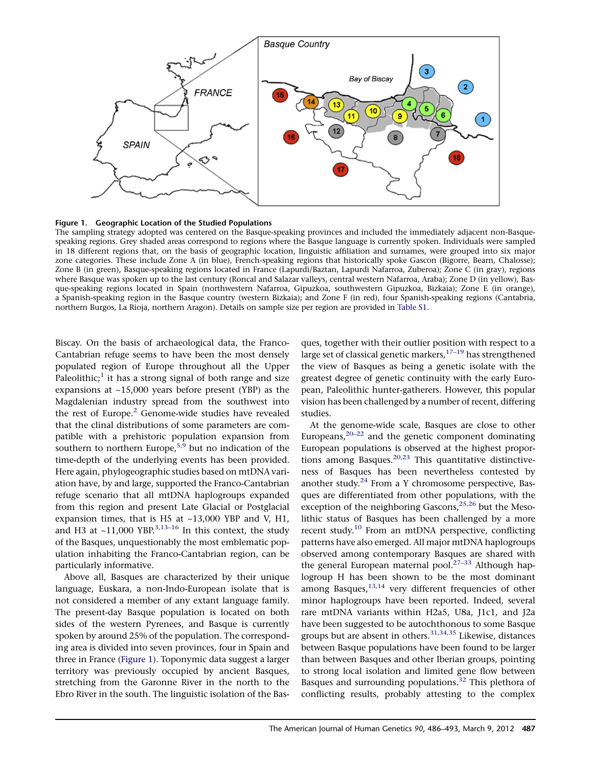**Figure 1. Geographic Location of the Studied Populations**

The sampling strategy adopted was centered on the Basque-speaking provinces and included the immediately adjacent non-Basque-speaking regions. Grey shaded areas correspond to regions where the Basque language is currently spoken. Individuals were sampled in 18 different regions that, on the basis of geographic location, linguistic affiliation and surnames, were grouped into six major zone categories. These include Zone A (in blue), French-speaking regions that historically spoke Gascon (Bigorre, Bearn, Chalosse); Zone B (in green), Basque-speaking regions located in France (Lapurdi/Baztan, Lapurdi Nafarroa, Zuberoa); Zone C (in gray), regions where Basque was spoken up to the last century (Roncal and Salazar valleys, central western Nafarroa, Araba); Zone D (in yellow), Basque-speaking regions located in Spain (northwestern Nafarroa, Gipuzkoa, southwestern Gipuzkoa, Bizkaia); Zone E (in orange), a Spanish-speaking region in the Basque country (western Bizkaia); and Zone F (in red), four Spanish-speaking regions (Cantabria, northern Burgos, La Rioja, northern Aragon). Details on sample size per region are provided in Table S1.

Biscay. On the basis of archaeological data, the Franco-Cantabrian refuge seems to have been the most densely populated region of Europe throughout all the Upper Paleolithic;[1] it has a strong signal of both range and size expansions at ~15,000 years before present (YBP) as the Magdalenian industry spread from the southwest into the rest of Europe.[2] Genome-wide studies have revealed that the clinal distributions of some parameters are compatible with a prehistoric population expansion from southern to northern Europe,[5,9] but no indication of the time-depth of the underlying events has been provided. Here again, phylogeographic studies based on mtDNA variation have, by and large, supported the Franco-Cantabrian refuge scenario that all mtDNA haplogroups expanded from this region and present Late Glacial or Postglacial expansion times, that is H5 at ~13,000 YBP and V, H1, and H3 at ~11,000 YBP.[3,13–16] In this context, the study of the Basques, unquestionably the most emblematic population inhabiting the Franco-Cantabrian region, can be particularly informative.

Above all, Basques are characterized by their unique language, Euskara, a non-Indo-European isolate that is not considered a member of any extant language family. The present-day Basque population is located on both sides of the western Pyrenees, and Basque is currently spoken by around 25% of the population. The corresponding area is divided into seven provinces, four in Spain and three in France (Figure 1). Toponymic data suggest a larger territory was previously occupied by ancient Basques, stretching from the Garonne River in the north to the Ebro River in the south. The linguistic isolation of the Basques, together with their outlier position with respect to a large set of classical genetic markers,[17–19] has strengthened the view of Basques as being a genetic isolate with the greatest degree of genetic continuity with the early European, Paleolithic hunter-gatherers. However, this popular vision has been challenged by a number of recent, differing studies.

At the genome-wide scale, Basques are close to other Europeans,[20–22] and the genetic component dominating European populations is observed at the highest proportions among Basques.[20,23] This quantitative distinctiveness of Basques has been nevertheless contested by another study.[24] From a Y chromosome perspective, Basques are differentiated from other populations, with the exception of the neighboring Gascons,[25,26] but the Mesolithic status of Basques has been challenged by a more recent study.[10] From an mtDNA perspective, conflicting patterns have also emerged. All major mtDNA haplogroups observed among contemporary Basques are shared with the general European maternal pool.[27–33] Although haplogroup H has been shown to be the most dominant among Basques,[13,14] very different frequencies of other minor haplogroups have been reported. Indeed, several rare mtDNA variants within H2a5, U8a, J1c1, and J2a have been suggested to be autochthonous to some Basque groups but are absent in others.[31,34,35] Likewise, distances between Basque populations have been found to be larger than between Basques and other Iberian groups, pointing to strong local isolation and limited gene flow between Basques and surrounding populations.[32] This plethora of conflicting results, probably attesting to the complex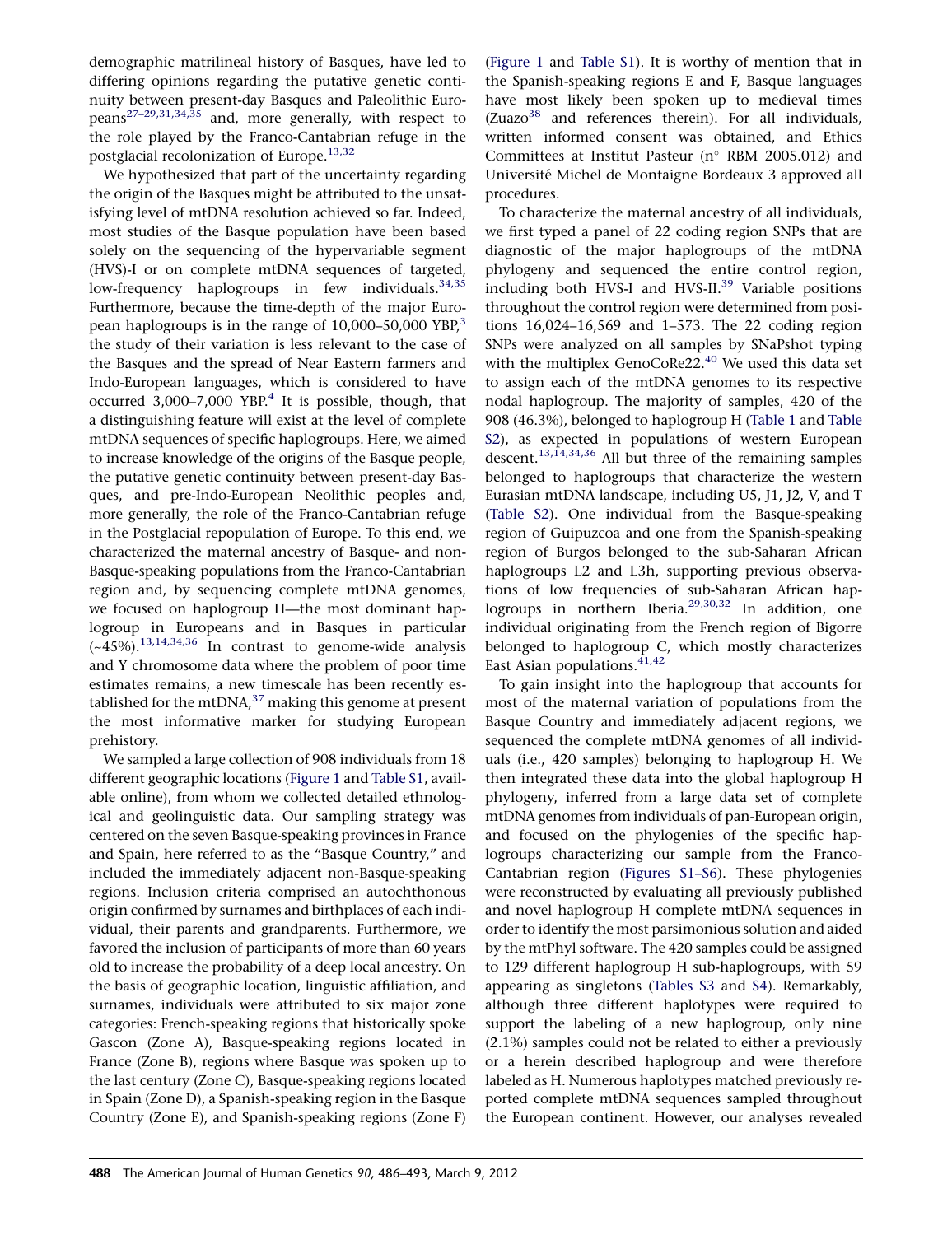demographic matrilineal history of Basques, have led to differing opinions regarding the putative genetic continuity between present-day Basques and Paleolithic Europeans[27–29,31,34,35] and, more generally, with respect to the role played by the Franco-Cantabrian refuge in the postglacial recolonization of Europe.[13,32]

We hypothesized that part of the uncertainty regarding the origin of the Basques might be attributed to the unsatisfying level of mtDNA resolution achieved so far. Indeed, most studies of the Basque population have been based solely on the sequencing of the hypervariable segment (HVS)-I or on complete mtDNA sequences of targeted, low-frequency haplogroups in few individuals.[34,35] Furthermore, because the time-depth of the major European haplogroups is in the range of 10,000–50,000 YBP,[3] the study of their variation is less relevant to the case of the Basques and the spread of Near Eastern farmers and Indo-European languages, which is considered to have occurred 3,000–7,000 YBP.[4] It is possible, though, that a distinguishing feature will exist at the level of complete mtDNA sequences of specific haplogroups. Here, we aimed to increase knowledge of the origins of the Basque people, the putative genetic continuity between present-day Basques, and pre-Indo-European Neolithic peoples and, more generally, the role of the Franco-Cantabrian refuge in the Postglacial repopulation of Europe. To this end, we characterized the maternal ancestry of Basque- and non-Basque-speaking populations from the Franco-Cantabrian region and, by sequencing complete mtDNA genomes, we focused on haplogroup H—the most dominant haplogroup in Europeans and in Basques in particular (~45%).[13,14,34,36] In contrast to genome-wide analysis and Y chromosome data where the problem of poor time estimates remains, a new timescale has been recently established for the mtDNA,[37] making this genome at present the most informative marker for studying European prehistory.

We sampled a large collection of 908 individuals from 18 different geographic locations (Figure 1 and Table S1, available online), from whom we collected detailed ethnological and geolinguistic data. Our sampling strategy was centered on the seven Basque-speaking provinces in France and Spain, here referred to as the "Basque Country," and included the immediately adjacent non-Basque-speaking regions. Inclusion criteria comprised an autochthonous origin confirmed by surnames and birthplaces of each individual, their parents and grandparents. Furthermore, we favored the inclusion of participants of more than 60 years old to increase the probability of a deep local ancestry. On the basis of geographic location, linguistic affiliation, and surnames, individuals were attributed to six major zone categories: French-speaking regions that historically spoke Gascon (Zone A), Basque-speaking regions located in France (Zone B), regions where Basque was spoken up to the last century (Zone C), Basque-speaking regions located in Spain (Zone D), a Spanish-speaking region in the Basque Country (Zone E), and Spanish-speaking regions (Zone F) (Figure 1 and Table S1). It is worthy of mention that in the Spanish-speaking regions E and F, Basque languages have most likely been spoken up to medieval times (Zuazo[38] and references therein). For all individuals, written informed consent was obtained, and Ethics Committees at Institut Pasteur (n° RBM 2005.012) and Université Michel de Montaigne Bordeaux 3 approved all procedures.

To characterize the maternal ancestry of all individuals, we first typed a panel of 22 coding region SNPs that are diagnostic of the major haplogroups of the mtDNA phylogeny and sequenced the entire control region, including both HVS-I and HVS-II.[39] Variable positions throughout the control region were determined from positions 16,024–16,569 and 1–573. The 22 coding region SNPs were analyzed on all samples by SNaPshot typing with the multiplex GenoCoRe22.[40] We used this data set to assign each of the mtDNA genomes to its respective nodal haplogroup. The majority of samples, 420 of the 908 (46.3%), belonged to haplogroup H (Table 1 and Table S2), as expected in populations of western European descent.[13,14,34,36] All but three of the remaining samples belonged to haplogroups that characterize the western Eurasian mtDNA landscape, including U5, J1, J2, V, and T (Table S2). One individual from the Basque-speaking region of Guipuzcoa and one from the Spanish-speaking region of Burgos belonged to the sub-Saharan African haplogroups L2 and L3h, supporting previous observations of low frequencies of sub-Saharan African haplogroups in northern Iberia.[29,30,32] In addition, one individual originating from the French region of Bigorre belonged to haplogroup C, which mostly characterizes East Asian populations.[41,42]

To gain insight into the haplogroup that accounts for most of the maternal variation of populations from the Basque Country and immediately adjacent regions, we sequenced the complete mtDNA genomes of all individuals (i.e., 420 samples) belonging to haplogroup H. We then integrated these data into the global haplogroup H phylogeny, inferred from a large data set of complete mtDNA genomes from individuals of pan-European origin, and focused on the phylogenies of the specific haplogroups characterizing our sample from the Franco-Cantabrian region (Figures S1–S6). These phylogenies were reconstructed by evaluating all previously published and novel haplogroup H complete mtDNA sequences in order to identify the most parsimonious solution and aided by the mtPhyl software. The 420 samples could be assigned to 129 different haplogroup H sub-haplogroups, with 59 appearing as singletons (Tables S3 and S4). Remarkably, although three different haplotypes were required to support the labeling of a new haplogroup, only nine (2.1%) samples could not be related to either a previously or a herein described haplogroup and were therefore labeled as H. Numerous haplotypes matched previously reported complete mtDNA sequences sampled throughout the European continent. However, our analyses revealed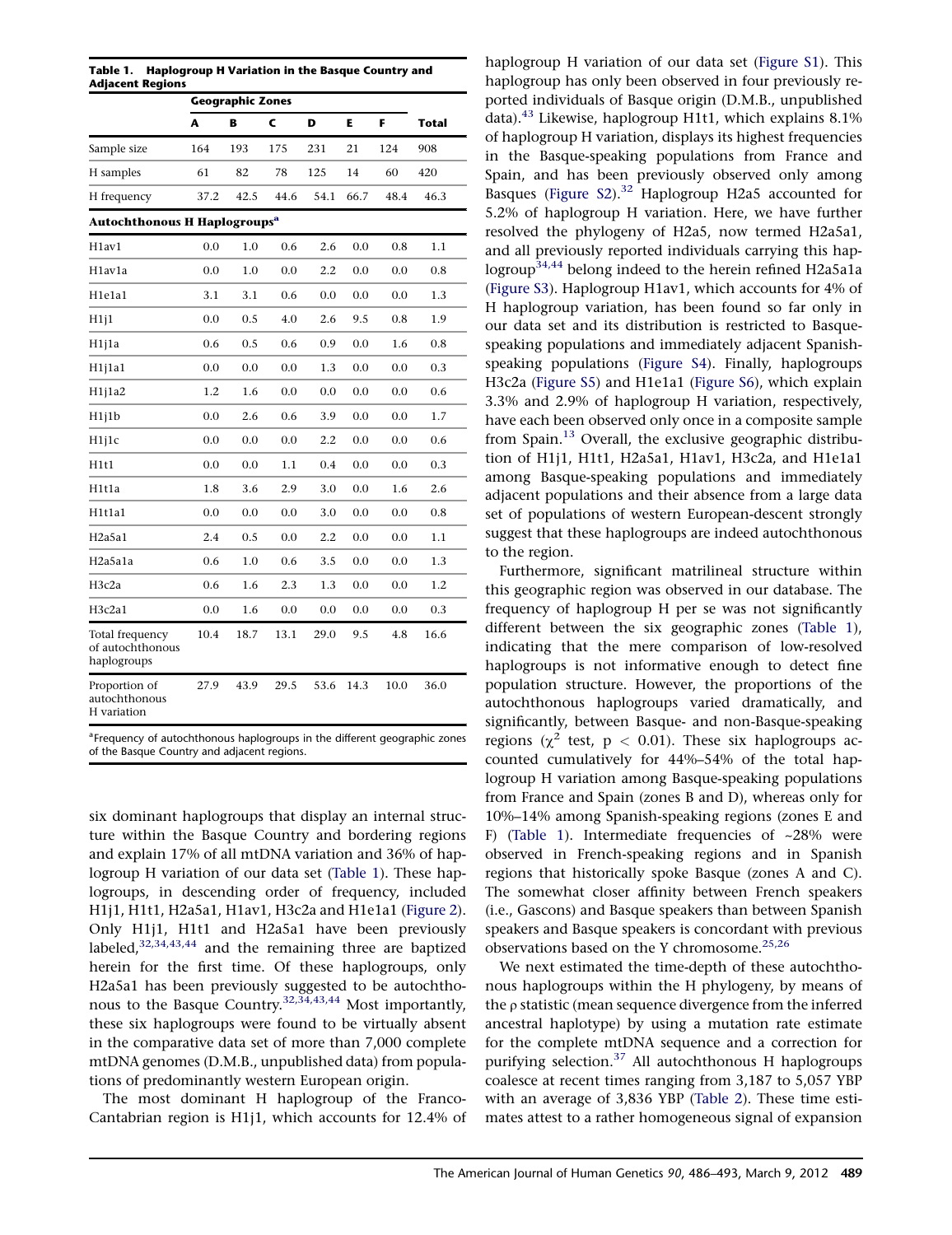**Table 1. Haplogroup H Variation in the Basque Country and Adjacent Regions**

| | Geographic Zones | | | | | | |
|---|---|---|---|---|---|---|---|
| | A | B | C | D | E | F | Total |
| Sample size | 164 | 193 | 175 | 231 | 21 | 124 | 908 |
| H samples | 61 | 82 | 78 | 125 | 14 | 60 | 420 |
| H frequency | 37.2 | 42.5 | 44.6 | 54.1 | 66.7 | 48.4 | 46.3 |
| **Autochthonous H Haplogroups[a]** | | | | | | | |
| H1av1 | 0.0 | 1.0 | 0.6 | 2.6 | 0.0 | 0.8 | 1.1 |
| H1av1a | 0.0 | 1.0 | 0.0 | 2.2 | 0.0 | 0.0 | 0.8 |
| H1e1a1 | 3.1 | 3.1 | 0.6 | 0.0 | 0.0 | 0.0 | 1.3 |
| H1j1 | 0.0 | 0.5 | 4.0 | 2.6 | 9.5 | 0.8 | 1.9 |
| H1j1a | 0.6 | 0.5 | 0.6 | 0.9 | 0.0 | 1.6 | 0.8 |
| H1j1a1 | 0.0 | 0.0 | 0.0 | 1.3 | 0.0 | 0.0 | 0.3 |
| H1j1a2 | 1.2 | 1.6 | 0.0 | 0.0 | 0.0 | 0.0 | 0.6 |
| H1j1b | 0.0 | 2.6 | 0.6 | 3.9 | 0.0 | 0.0 | 1.7 |
| H1j1c | 0.0 | 0.0 | 0.0 | 2.2 | 0.0 | 0.0 | 0.6 |
| H1t1 | 0.0 | 0.0 | 1.1 | 0.4 | 0.0 | 0.0 | 0.3 |
| H1t1a | 1.8 | 3.6 | 2.9 | 3.0 | 0.0 | 1.6 | 2.6 |
| H1t1a1 | 0.0 | 0.0 | 0.0 | 3.0 | 0.0 | 0.0 | 0.8 |
| H2a5a1 | 2.4 | 0.5 | 0.0 | 2.2 | 0.0 | 0.0 | 1.1 |
| H2a5a1a | 0.6 | 1.0 | 0.6 | 3.5 | 0.0 | 0.0 | 1.3 |
| H3c2a | 0.6 | 1.6 | 2.3 | 1.3 | 0.0 | 0.0 | 1.2 |
| H3c2a1 | 0.0 | 1.6 | 0.0 | 0.0 | 0.0 | 0.0 | 0.3 |
| Total frequency of autochthonous haplogroups | 10.4 | 18.7 | 13.1 | 29.0 | 9.5 | 4.8 | 16.6 |
| Proportion of autochthonous H variation | 27.9 | 43.9 | 29.5 | 53.6 | 14.3 | 10.0 | 36.0 |

[a]Frequency of autochthonous haplogroups in the different geographic zones of the Basque Country and adjacent regions.

six dominant haplogroups that display an internal structure within the Basque Country and bordering regions and explain 17% of all mtDNA variation and 36% of haplogroup H variation of our data set (Table 1). These haplogroups, in descending order of frequency, included H1j1, H1t1, H2a5a1, H1av1, H3c2a and H1e1a1 (Figure 2). Only H1j1, H1t1 and H2a5a1 have been previously labeled,[32,34,43,44] and the remaining three are baptized herein for the first time. Of these haplogroups, only H2a5a1 has been previously suggested to be autochthonous to the Basque Country.[32,34,43,44] Most importantly, these six haplogroups were found to be virtually absent in the comparative data set of more than 7,000 complete mtDNA genomes (D.M.B., unpublished data) from populations of predominantly western European origin.

The most dominant H haplogroup of the Franco-Cantabrian region is H1j1, which accounts for 12.4% of haplogroup H variation of our data set (Figure S1). This haplogroup has only been observed in four previously reported individuals of Basque origin (D.M.B., unpublished data).[43] Likewise, haplogroup H1t1, which explains 8.1% of haplogroup H variation, displays its highest frequencies in the Basque-speaking populations from France and Spain, and has been previously observed only among Basques (Figure S2).[32] Haplogroup H2a5 accounted for 5.2% of haplogroup H variation. Here, we have further resolved the phylogeny of H2a5, now termed H2a5a1, and all previously reported individuals carrying this haplogroup[34,44] belong indeed to the herein refined H2a5a1a (Figure S3). Haplogroup H1av1, which accounts for 4% of H haplogroup variation, has been found so far only in our data set and its distribution is restricted to Basque-speaking populations and immediately adjacent Spanish-speaking populations (Figure S4). Finally, haplogroups H3c2a (Figure S5) and H1e1a1 (Figure S6), which explain 3.3% and 2.9% of haplogroup H variation, respectively, have each been observed only once in a composite sample from Spain.[13] Overall, the exclusive geographic distribution of H1j1, H1t1, H2a5a1, H1av1, H3c2a, and H1e1a1 among Basque-speaking populations and immediately adjacent populations and their absence from a large data set of populations of western European-descent strongly suggest that these haplogroups are indeed autochthonous to the region.

Furthermore, significant matrilineal structure within this geographic region was observed in our database. The frequency of haplogroup H per se was not significantly different between the six geographic zones (Table 1), indicating that the mere comparison of low-resolved haplogroups is not informative enough to detect fine population structure. However, the proportions of the autochthonous haplogroups varied dramatically, and significantly, between Basque- and non-Basque-speaking regions ($\chi^2$ test, $p < 0.01$). These six haplogroups accounted cumulatively for 44%–54% of the total haplogroup H variation among Basque-speaking populations from France and Spain (zones B and D), whereas only for 10%–14% among Spanish-speaking regions (zones E and F) (Table 1). Intermediate frequencies of ~28% were observed in French-speaking regions and in Spanish regions that historically spoke Basque (zones A and C). The somewhat closer affinity between French speakers (i.e., Gascons) and Basque speakers than between Spanish speakers and Basque speakers is concordant with previous observations based on the Y chromosome.[25,26]

We next estimated the time-depth of these autochthonous haplogroups within the H phylogeny, by means of the $\rho$ statistic (mean sequence divergence from the inferred ancestral haplotype) by using a mutation rate estimate for the complete mtDNA sequence and a correction for purifying selection.[37] All autochthonous H haplogroups coalesce at recent times ranging from 3,187 to 5,057 YBP with an average of 3,836 YBP (Table 2). These time estimates attest to a rather homogeneous signal of expansion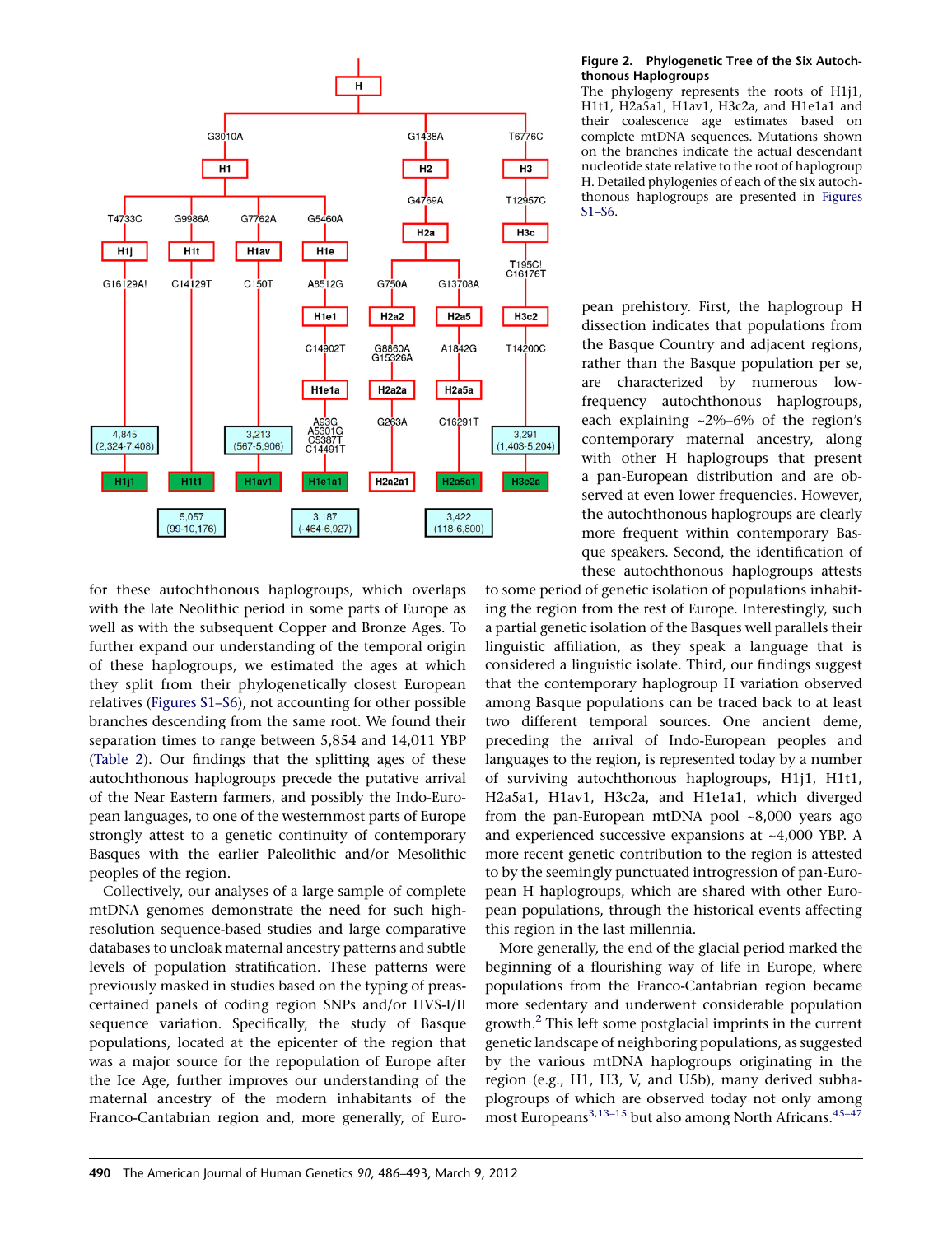**Figure 2. Phylogenetic Tree of the Six Autochthonous Haplogroups**
The phylogeny represents the roots of H1j1, H1t1, H2a5a1, H1av1, H3c2a, and H1e1a1 and their coalescence age estimates based on complete mtDNA sequences. Mutations shown on the branches indicate the actual descendant nucleotide state relative to the root of haplogroup H. Detailed phylogenies of each of the six autochthonous haplogroups are presented in Figures S1–S6.

for these autochthonous haplogroups, which overlaps with the late Neolithic period in some parts of Europe as well as with the subsequent Copper and Bronze Ages. To further expand our understanding of the temporal origin of these haplogroups, we estimated the ages at which they split from their phylogenetically closest European relatives (Figures S1–S6), not accounting for other possible branches descending from the same root. We found their separation times to range between 5,854 and 14,011 YBP (Table 2). Our findings that the splitting ages of these autochthonous haplogroups precede the putative arrival of the Near Eastern farmers, and possibly the Indo-European languages, to one of the westernmost parts of Europe strongly attest to a genetic continuity of contemporary Basques with the earlier Paleolithic and/or Mesolithic peoples of the region.

Collectively, our analyses of a large sample of complete mtDNA genomes demonstrate the need for such high-resolution sequence-based studies and large comparative databases to uncloak maternal ancestry patterns and subtle levels of population stratification. These patterns were previously masked in studies based on the typing of preascertained panels of coding region SNPs and/or HVS-I/II sequence variation. Specifically, the study of Basque populations, located at the epicenter of the region that was a major source for the repopulation of Europe after the Ice Age, further improves our understanding of the maternal ancestry of the modern inhabitants of the Franco-Cantabrian region and, more generally, of European prehistory. First, the haplogroup H dissection indicates that populations from the Basque Country and adjacent regions, rather than the Basque population per se, are characterized by numerous low-frequency autochthonous haplogroups, each explaining ~2%–6% of the region's contemporary maternal ancestry, along with other H haplogroups that present a pan-European distribution and are observed at even lower frequencies. However, the autochthonous haplogroups are clearly more frequent within contemporary Basque speakers. Second, the identification of these autochthonous haplogroups attests to some period of genetic isolation of populations inhabiting the region from the rest of Europe. Interestingly, such a partial genetic isolation of the Basques well parallels their linguistic affiliation, as they speak a language that is considered a linguistic isolate. Third, our findings suggest that the contemporary haplogroup H variation observed among Basque populations can be traced back to at least two different temporal sources. One ancient deme, preceding the arrival of Indo-European peoples and languages to the region, is represented today by a number of surviving autochthonous haplogroups, H1j1, H1t1, H2a5a1, H1av1, H3c2a, and H1e1a1, which diverged from the pan-European mtDNA pool ~8,000 years ago and experienced successive expansions at ~4,000 YBP. A more recent genetic contribution to the region is attested to by the seemingly punctuated introgression of pan-European H haplogroups, which are shared with other European populations, through the historical events affecting this region in the last millennia.

More generally, the end of the glacial period marked the beginning of a flourishing way of life in Europe, where populations from the Franco-Cantabrian region became more sedentary and underwent considerable population growth.[2] This left some postglacial imprints in the current genetic landscape of neighboring populations, as suggested by the various mtDNA haplogroups originating in the region (e.g., H1, H3, V, and U5b), many derived subhaplogroups of which are observed today not only among most Europeans[3,13–15] but also among North Africans.[45–47]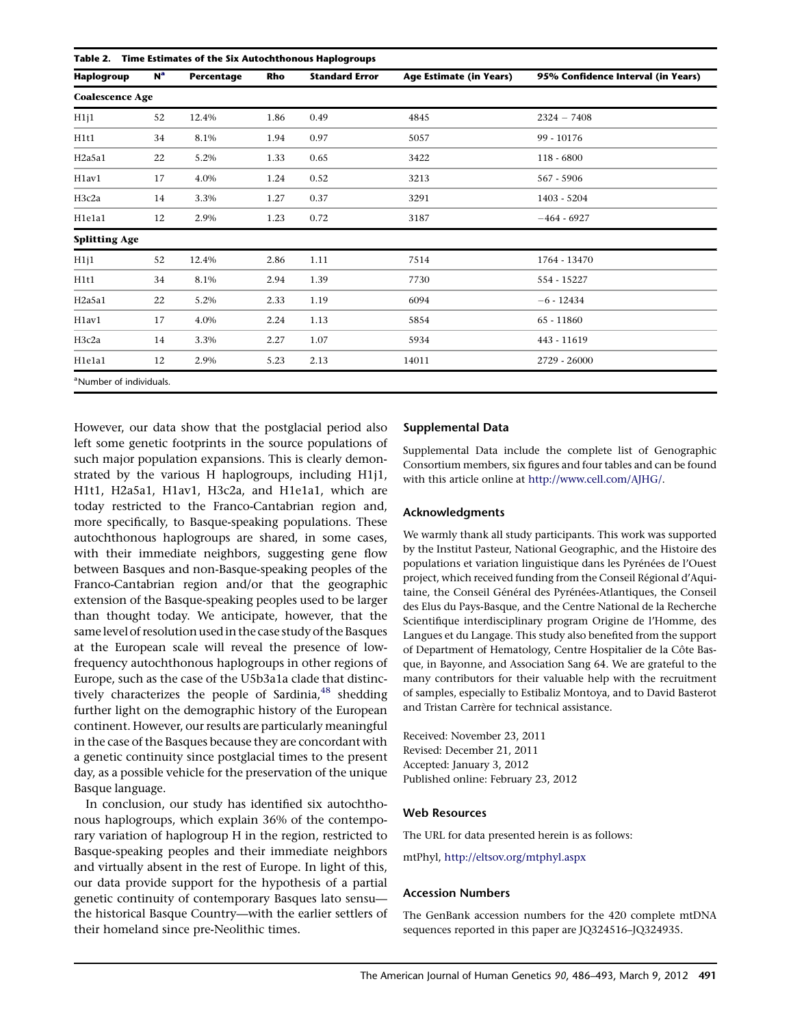**Table 2. Time Estimates of the Six Autochthonous Haplogroups**

| Haplogroup | N[a] | Percentage | Rho | Standard Error | Age Estimate (in Years) | 95% Confidence Interval (in Years) |
|---|---|---|---|---|---|---|
| **Coalescence Age** | | | | | | |
| H1j1 | 52 | 12.4% | 1.86 | 0.49 | 4845 | 2324 – 7408 |
| H1t1 | 34 | 8.1% | 1.94 | 0.97 | 5057 | 99 - 10176 |
| H2a5a1 | 22 | 5.2% | 1.33 | 0.65 | 3422 | 118 - 6800 |
| H1av1 | 17 | 4.0% | 1.24 | 0.52 | 3213 | 567 - 5906 |
| H3c2a | 14 | 3.3% | 1.27 | 0.37 | 3291 | 1403 - 5204 |
| H1e1a1 | 12 | 2.9% | 1.23 | 0.72 | 3187 | −464 - 6927 |
| **Splitting Age** | | | | | | |
| H1j1 | 52 | 12.4% | 2.86 | 1.11 | 7514 | 1764 - 13470 |
| H1t1 | 34 | 8.1% | 2.94 | 1.39 | 7730 | 554 - 15227 |
| H2a5a1 | 22 | 5.2% | 2.33 | 1.19 | 6094 | −6 - 12434 |
| H1av1 | 17 | 4.0% | 2.24 | 1.13 | 5854 | 65 - 11860 |
| H3c2a | 14 | 3.3% | 2.27 | 1.07 | 5934 | 443 - 11619 |
| H1e1a1 | 12 | 2.9% | 5.23 | 2.13 | 14011 | 2729 - 26000 |

[a]Number of individuals.

However, our data show that the postglacial period also left some genetic footprints in the source populations of such major population expansions. This is clearly demonstrated by the various H haplogroups, including H1j1, H1t1, H2a5a1, H1av1, H3c2a, and H1e1a1, which are today restricted to the Franco-Cantabrian region and, more specifically, to Basque-speaking populations. These autochthonous haplogroups are shared, in some cases, with their immediate neighbors, suggesting gene flow between Basques and non-Basque-speaking peoples of the Franco-Cantabrian region and/or that the geographic extension of the Basque-speaking peoples used to be larger than thought today. We anticipate, however, that the same level of resolution used in the case study of the Basques at the European scale will reveal the presence of low-frequency autochthonous haplogroups in other regions of Europe, such as the case of the U5b3a1a clade that distinctively characterizes the people of Sardinia,[48] shedding further light on the demographic history of the European continent. However, our results are particularly meaningful in the case of the Basques because they are concordant with a genetic continuity since postglacial times to the present day, as a possible vehicle for the preservation of the unique Basque language.

In conclusion, our study has identified six autochthonous haplogroups, which explain 36% of the contemporary variation of haplogroup H in the region, restricted to Basque-speaking peoples and their immediate neighbors and virtually absent in the rest of Europe. In light of this, our data provide support for the hypothesis of a partial genetic continuity of contemporary Basques lato sensu—the historical Basque Country—with the earlier settlers of their homeland since pre-Neolithic times.

## Supplemental Data

Supplemental Data include the complete list of Genographic Consortium members, six figures and four tables and can be found with this article online at http://www.cell.com/AJHG/.

## Acknowledgments

We warmly thank all study participants. This work was supported by the Institut Pasteur, National Geographic, and the Histoire des populations et variation linguistique dans les Pyrénées de l'Ouest project, which received funding from the Conseil Régional d'Aquitaine, the Conseil Général des Pyrénées-Atlantiques, the Conseil des Elus du Pays-Basque, and the Centre National de la Recherche Scientifique interdisciplinary program Origine de l'Homme, des Langues et du Langage. This study also benefited from the support of Department of Hematology, Centre Hospitalier de la Côte Basque, in Bayonne, and Association Sang 64. We are grateful to the many contributors for their valuable help with the recruitment of samples, especially to Estibaliz Montoya, and to David Basterot and Tristan Carrère for technical assistance.

Received: November 23, 2011
Revised: December 21, 2011
Accepted: January 3, 2012
Published online: February 23, 2012

## Web Resources

The URL for data presented herein is as follows:

mtPhyl, http://eltsov.org/mtphyl.aspx

## Accession Numbers

The GenBank accession numbers for the 420 complete mtDNA sequences reported in this paper are JQ324516–JQ324935.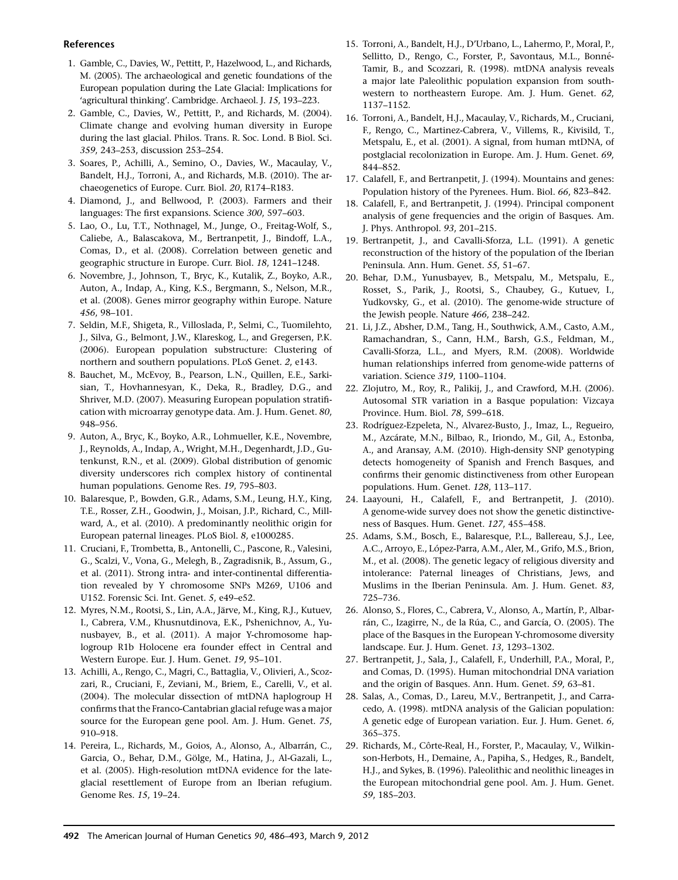## References

1. Gamble, C., Davies, W., Pettitt, P., Hazelwood, L., and Richards, M. (2005). The archaeological and genetic foundations of the European population during the Late Glacial: Implications for 'agricultural thinking'. Cambridge. Archaeol. J. *15*, 193–223.
2. Gamble, C., Davies, W., Pettitt, P., and Richards, M. (2004). Climate change and evolving human diversity in Europe during the last glacial. Philos. Trans. R. Soc. Lond. B Biol. Sci. *359*, 243–253, discussion 253–254.
3. Soares, P., Achilli, A., Semino, O., Davies, W., Macaulay, V., Bandelt, H.J., Torroni, A., and Richards, M.B. (2010). The archaeogenetics of Europe. Curr. Biol. *20*, R174–R183.
4. Diamond, J., and Bellwood, P. (2003). Farmers and their languages: The first expansions. Science *300*, 597–603.
5. Lao, O., Lu, T.T., Nothnagel, M., Junge, O., Freitag-Wolf, S., Caliebe, A., Balascakova, M., Bertranpetit, J., Bindoff, L.A., Comas, D., et al. (2008). Correlation between genetic and geographic structure in Europe. Curr. Biol. *18*, 1241–1248.
6. Novembre, J., Johnson, T., Bryc, K., Kutalik, Z., Boyko, A.R., Auton, A., Indap, A., King, K.S., Bergmann, S., Nelson, M.R., et al. (2008). Genes mirror geography within Europe. Nature *456*, 98–101.
7. Seldin, M.F., Shigeta, R., Villoslada, P., Selmi, C., Tuomilehto, J., Silva, G., Belmont, J.W., Klareskog, L., and Gregersen, P.K. (2006). European population substructure: Clustering of northern and southern populations. PLoS Genet. *2*, e143.
8. Bauchet, M., McEvoy, B., Pearson, L.N., Quillen, E.E., Sarkisian, T., Hovhannesyan, K., Deka, R., Bradley, D.G., and Shriver, M.D. (2007). Measuring European population stratification with microarray genotype data. Am. J. Hum. Genet. *80*, 948–956.
9. Auton, A., Bryc, K., Boyko, A.R., Lohmueller, K.E., Novembre, J., Reynolds, A., Indap, A., Wright, M.H., Degenhardt, J.D., Gutenkunst, R.N., et al. (2009). Global distribution of genomic diversity underscores rich complex history of continental human populations. Genome Res. *19*, 795–803.
10. Balaresque, P., Bowden, G.R., Adams, S.M., Leung, H.Y., King, T.E., Rosser, Z.H., Goodwin, J., Moisan, J.P., Richard, C., Millward, A., et al. (2010). A predominantly neolithic origin for European paternal lineages. PLoS Biol. *8*, e1000285.
11. Cruciani, F., Trombetta, B., Antonelli, C., Pascone, R., Valesini, G., Scalzi, V., Vona, G., Melegh, B., Zagradisnik, B., Assum, G., et al. (2011). Strong intra- and inter-continental differentiation revealed by Y chromosome SNPs M269, U106 and U152. Forensic Sci. Int. Genet. *5*, e49–e52.
12. Myres, N.M., Rootsi, S., Lin, A.A., Järve, M., King, R.J., Kutuev, I., Cabrera, V.M., Khusnutdinova, E.K., Pshenichnov, A., Yunusbayev, B., et al. (2011). A major Y-chromosome haplogroup R1b Holocene era founder effect in Central and Western Europe. Eur. J. Hum. Genet. *19*, 95–101.
13. Achilli, A., Rengo, C., Magri, C., Battaglia, V., Olivieri, A., Scozzari, R., Cruciani, F., Zeviani, M., Briem, E., Carelli, V., et al. (2004). The molecular dissection of mtDNA haplogroup H confirms that the Franco-Cantabrian glacial refuge was a major source for the European gene pool. Am. J. Hum. Genet. *75*, 910–918.
14. Pereira, L., Richards, M., Goios, A., Alonso, A., Albarrán, C., Garcia, O., Behar, D.M., Gölge, M., Hatina, J., Al-Gazali, L., et al. (2005). High-resolution mtDNA evidence for the late-glacial resettlement of Europe from an Iberian refugium. Genome Res. *15*, 19–24.
15. Torroni, A., Bandelt, H.J., D'Urbano, L., Lahermo, P., Moral, P., Sellitto, D., Rengo, C., Forster, P., Savontaus, M.L., Bonné-Tamir, B., and Scozzari, R. (1998). mtDNA analysis reveals a major late Paleolithic population expansion from southwestern to northeastern Europe. Am. J. Hum. Genet. *62*, 1137–1152.
16. Torroni, A., Bandelt, H.J., Macaulay, V., Richards, M., Cruciani, F., Rengo, C., Martinez-Cabrera, V., Villems, R., Kivisild, T., Metspalu, E., et al. (2001). A signal, from human mtDNA, of postglacial recolonization in Europe. Am. J. Hum. Genet. *69*, 844–852.
17. Calafell, F., and Bertranpetit, J. (1994). Mountains and genes: Population history of the Pyrenees. Hum. Biol. *66*, 823–842.
18. Calafell, F., and Bertranpetit, J. (1994). Principal component analysis of gene frequencies and the origin of Basques. Am. J. Phys. Anthropol. *93*, 201–215.
19. Bertranpetit, J., and Cavalli-Sforza, L.L. (1991). A genetic reconstruction of the history of the population of the Iberian Peninsula. Ann. Hum. Genet. *55*, 51–67.
20. Behar, D.M., Yunusbayev, B., Metspalu, M., Metspalu, E., Rosset, S., Parik, J., Rootsi, S., Chaubey, G., Kutuev, I., Yudkovsky, G., et al. (2010). The genome-wide structure of the Jewish people. Nature *466*, 238–242.
21. Li, J.Z., Absher, D.M., Tang, H., Southwick, A.M., Casto, A.M., Ramachandran, S., Cann, H.M., Barsh, G.S., Feldman, M., Cavalli-Sforza, L.L., and Myers, R.M. (2008). Worldwide human relationships inferred from genome-wide patterns of variation. Science *319*, 1100–1104.
22. Zlojutro, M., Roy, R., Palikij, J., and Crawford, M.H. (2006). Autosomal STR variation in a Basque population: Vizcaya Province. Hum. Biol. *78*, 599–618.
23. Rodríguez-Ezpeleta, N., Alvarez-Busto, J., Imaz, L., Regueiro, M., Azcárate, M.N., Bilbao, R., Iriondo, M., Gil, A., Estonba, A., and Aransay, A.M. (2010). High-density SNP genotyping detects homogeneity of Spanish and French Basques, and confirms their genomic distinctiveness from other European populations. Hum. Genet. *128*, 113–117.
24. Laayouni, H., Calafell, F., and Bertranpetit, J. (2010). A genome-wide survey does not show the genetic distinctiveness of Basques. Hum. Genet. *127*, 455–458.
25. Adams, S.M., Bosch, E., Balaresque, P.L., Ballereau, S.J., Lee, A.C., Arroyo, E., López-Parra, A.M., Aler, M., Grifo, M.S., Brion, M., et al. (2008). The genetic legacy of religious diversity and intolerance: Paternal lineages of Christians, Jews, and Muslims in the Iberian Peninsula. Am. J. Hum. Genet. *83*, 725–736.
26. Alonso, S., Flores, C., Cabrera, V., Alonso, A., Martín, P., Albarrán, C., Izagirre, N., de la Rúa, C., and García, O. (2005). The place of the Basques in the European Y-chromosome diversity landscape. Eur. J. Hum. Genet. *13*, 1293–1302.
27. Bertranpetit, J., Sala, J., Calafell, F., Underhill, P.A., Moral, P., and Comas, D. (1995). Human mitochondrial DNA variation and the origin of Basques. Ann. Hum. Genet. *59*, 63–81.
28. Salas, A., Comas, D., Lareu, M.V., Bertranpetit, J., and Carracedo, A. (1998). mtDNA analysis of the Galician population: A genetic edge of European variation. Eur. J. Hum. Genet. *6*, 365–375.
29. Richards, M., Côrte-Real, H., Forster, P., Macaulay, V., Wilkinson-Herbots, H., Demaine, A., Papiha, S., Hedges, R., Bandelt, H.J., and Sykes, B. (1996). Paleolithic and neolithic lineages in the European mitochondrial gene pool. Am. J. Hum. Genet. *59*, 185–203.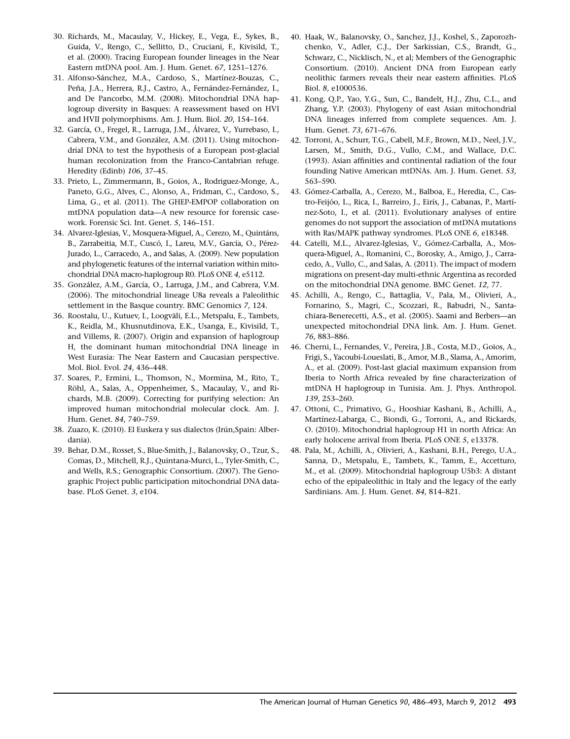30. Richards, M., Macaulay, V., Hickey, E., Vega, E., Sykes, B., Guida, V., Rengo, C., Sellitto, D., Cruciani, F., Kivisild, T., et al. (2000). Tracing European founder lineages in the Near Eastern mtDNA pool. Am. J. Hum. Genet. *67*, 1251–1276.

31. Alfonso-Sánchez, M.A., Cardoso, S., Martínez-Bouzas, C., Peña, J.A., Herrera, R.J., Castro, A., Fernández-Fernández, I., and De Pancorbo, M.M. (2008). Mitochondrial DNA haplogroup diversity in Basques: A reassessment based on HVI and HVII polymorphisms. Am. J. Hum. Biol. *20*, 154–164.

32. García, O., Fregel, R., Larruga, J.M., Álvarez, V., Yurrebaso, I., Cabrera, V.M., and González, A.M. (2011). Using mitochondrial DNA to test the hypothesis of a European post-glacial human recolonization from the Franco-Cantabrian refuge. Heredity (Edinb) *106*, 37–45.

33. Prieto, L., Zimmermann, B., Goios, A., Rodriguez-Monge, A., Paneto, G.G., Alves, C., Alonso, A., Fridman, C., Cardoso, S., Lima, G., et al. (2011). The GHEP-EMPOP collaboration on mtDNA population data—A new resource for forensic casework. Forensic Sci. Int. Genet. *5*, 146–151.

34. Alvarez-Iglesias, V., Mosquera-Miguel, A., Cerezo, M., Quintáns, B., Zarrabeitia, M.T., Cuscó, I., Lareu, M.V., García, O., Pérez-Jurado, L., Carracedo, A., and Salas, A. (2009). New population and phylogenetic features of the internal variation within mitochondrial DNA macro-haplogroup R0. PLoS ONE *4*, e5112.

35. González, A.M., García, O., Larruga, J.M., and Cabrera, V.M. (2006). The mitochondrial lineage U8a reveals a Paleolithic settlement in the Basque country. BMC Genomics *7*, 124.

36. Roostalu, U., Kutuev, I., Loogväli, E.L., Metspalu, E., Tambets, K., Reidla, M., Khusnutdinova, E.K., Usanga, E., Kivisild, T., and Villems, R. (2007). Origin and expansion of haplogroup H, the dominant human mitochondrial DNA lineage in West Eurasia: The Near Eastern and Caucasian perspective. Mol. Biol. Evol. *24*, 436–448.

37. Soares, P., Ermini, L., Thomson, N., Mormina, M., Rito, T., Röhl, A., Salas, A., Oppenheimer, S., Macaulay, V., and Richards, M.B. (2009). Correcting for purifying selection: An improved human mitochondrial molecular clock. Am. J. Hum. Genet. *84*, 740–759.

38. Zuazo, K. (2010). El Euskera y sus dialectos (Irún,Spain: Alberdania).

39. Behar, D.M., Rosset, S., Blue-Smith, J., Balanovsky, O., Tzur, S., Comas, D., Mitchell, R.J., Quintana-Murci, L., Tyler-Smith, C., and Wells, R.S.; Genographic Consortium. (2007). The Genographic Project public participation mitochondrial DNA database. PLoS Genet. *3*, e104.

40. Haak, W., Balanovsky, O., Sanchez, J.J., Koshel, S., Zaporozhchenko, V., Adler, C.J., Der Sarkissian, C.S., Brandt, G., Schwarz, C., Nicklisch, N., et al; Members of the Genographic Consortium. (2010). Ancient DNA from European early neolithic farmers reveals their near eastern affinities. PLoS Biol. *8*, e1000536.

41. Kong, Q.P., Yao, Y.G., Sun, C., Bandelt, H.J., Zhu, C.L., and Zhang, Y.P. (2003). Phylogeny of east Asian mitochondrial DNA lineages inferred from complete sequences. Am. J. Hum. Genet. *73*, 671–676.

42. Torroni, A., Schurr, T.G., Cabell, M.F., Brown, M.D., Neel, J.V., Larsen, M., Smith, D.G., Vullo, C.M., and Wallace, D.C. (1993). Asian affinities and continental radiation of the four founding Native American mtDNAs. Am. J. Hum. Genet. *53*, 563–590.

43. Gómez-Carballa, A., Cerezo, M., Balboa, E., Heredia, C., Castro-Feijóo, L., Rica, I., Barreiro, J., Eirís, J., Cabanas, P., Martínez-Soto, I., et al. (2011). Evolutionary analyses of entire genomes do not support the association of mtDNA mutations with Ras/MAPK pathway syndromes. PLoS ONE *6*, e18348.

44. Catelli, M.L., Alvarez-Iglesias, V., Gómez-Carballa, A., Mosquera-Miguel, A., Romanini, C., Borosky, A., Amigo, J., Carracedo, A., Vullo, C., and Salas, A. (2011). The impact of modern migrations on present-day multi-ethnic Argentina as recorded on the mitochondrial DNA genome. BMC Genet. *12*, 77.

45. Achilli, A., Rengo, C., Battaglia, V., Pala, M., Olivieri, A., Fornarino, S., Magri, C., Scozzari, R., Babudri, N., Santachiara-Benerecetti, A.S., et al. (2005). Saami and Berbers—an unexpected mitochondrial DNA link. Am. J. Hum. Genet. *76*, 883–886.

46. Cherni, L., Fernandes, V., Pereira, J.B., Costa, M.D., Goios, A., Frigi, S., Yacoubi-Loueslati, B., Amor, M.B., Slama, A., Amorim, A., et al. (2009). Post-last glacial maximum expansion from Iberia to North Africa revealed by fine characterization of mtDNA H haplogroup in Tunisia. Am. J. Phys. Anthropol. *139*, 253–260.

47. Ottoni, C., Primativo, G., Hooshiar Kashani, B., Achilli, A., Martínez-Labarga, C., Biondi, G., Torroni, A., and Rickards, O. (2010). Mitochondrial haplogroup H1 in north Africa: An early holocene arrival from Iberia. PLoS ONE *5*, e13378.

48. Pala, M., Achilli, A., Olivieri, A., Kashani, B.H., Perego, U.A., Sanna, D., Metspalu, E., Tambets, K., Tamm, E., Accetturo, M., et al. (2009). Mitochondrial haplogroup U5b3: A distant echo of the epipaleolithic in Italy and the legacy of the early Sardinians. Am. J. Hum. Genet. *84*, 814–821.